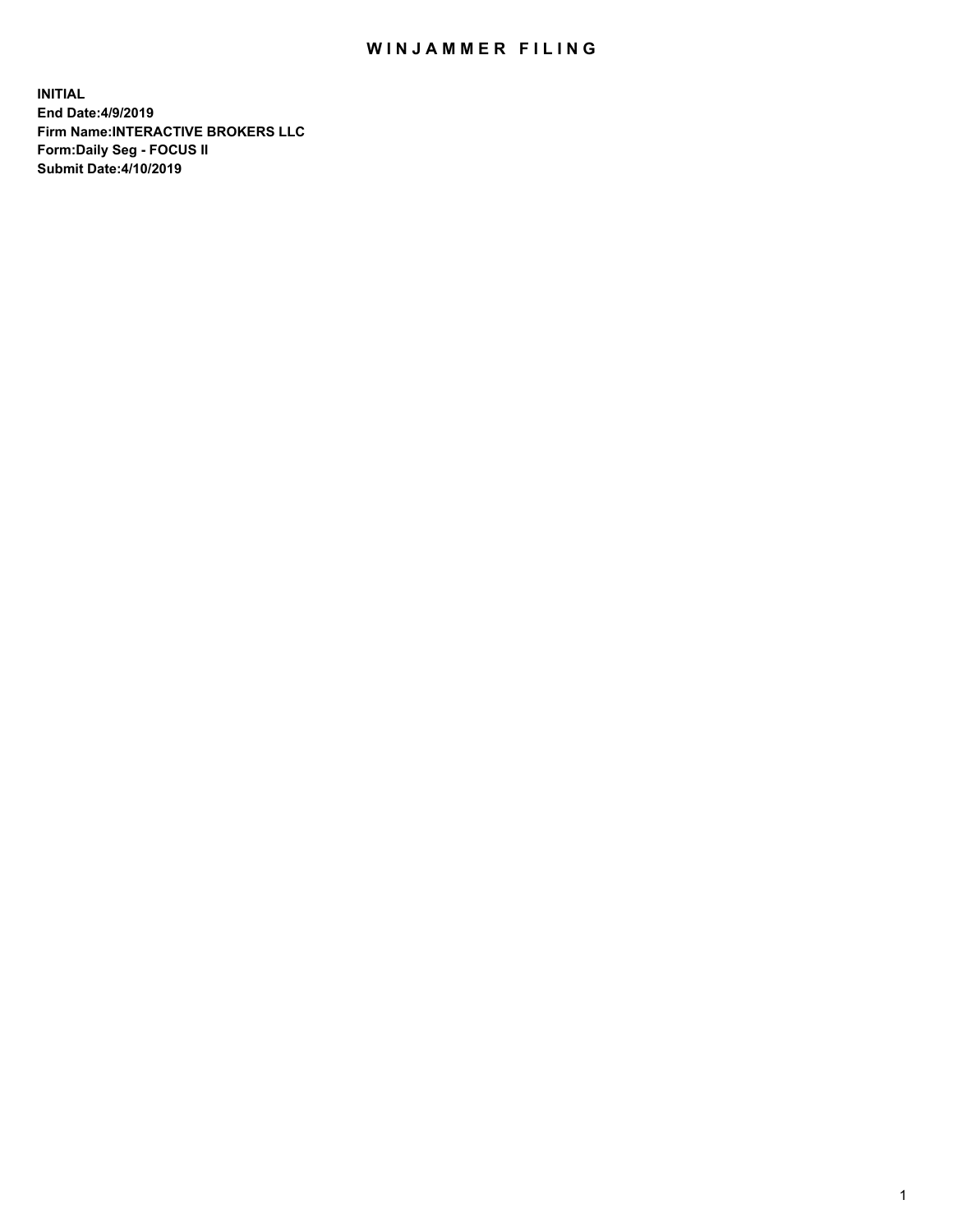# WINJAMMER FILING

**INITIAL**
**End Date:4/9/2019**
**Firm Name:INTERACTIVE BROKERS LLC**
**Form:Daily Seg - FOCUS II**
**Submit Date:4/10/2019**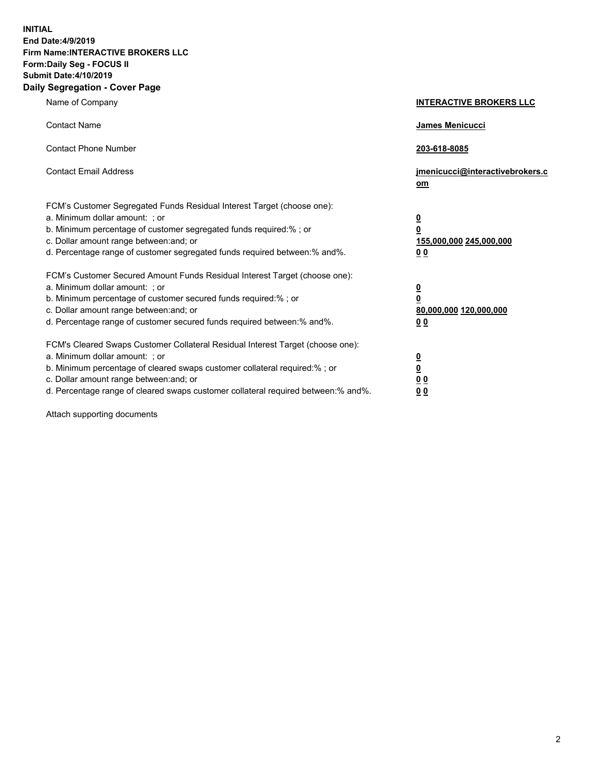**INITIAL**
**End Date:4/9/2019**
**Firm Name:INTERACTIVE BROKERS LLC**
**Form:Daily Seg - FOCUS II**
**Submit Date:4/10/2019**
**Daily Segregation - Cover Page**

| | |
|---|---|
| Name of Company | **INTERACTIVE BROKERS LLC** |
| Contact Name | **James Menicucci** |
| Contact Phone Number | **203-618-8085** |
| Contact Email Address | **jmenicucci@interactivebrokers.com** |

FCM's Customer Segregated Funds Residual Interest Target (choose one):

| | |
|---|---|
| a. Minimum dollar amount: ; or | **0** |
| b. Minimum percentage of customer segregated funds required:% ; or | **0** |
| c. Dollar amount range between:and; or | **155,000,000 245,000,000** |
| d. Percentage range of customer segregated funds required between:% and%. | **0 0** |

FCM's Customer Secured Amount Funds Residual Interest Target (choose one):

| | |
|---|---|
| a. Minimum dollar amount: ; or | **0** |
| b. Minimum percentage of customer secured funds required:% ; or | **0** |
| c. Dollar amount range between:and; or | **80,000,000 120,000,000** |
| d. Percentage range of customer secured funds required between:% and%. | **0 0** |

FCM's Cleared Swaps Customer Collateral Residual Interest Target (choose one):

| | |
|---|---|
| a. Minimum dollar amount: ; or | **0** |
| b. Minimum percentage of cleared swaps customer collateral required:% ; or | **0** |
| c. Dollar amount range between:and; or | **0 0** |
| d. Percentage range of cleared swaps customer collateral required between:% and%. | **0 0** |

Attach supporting documents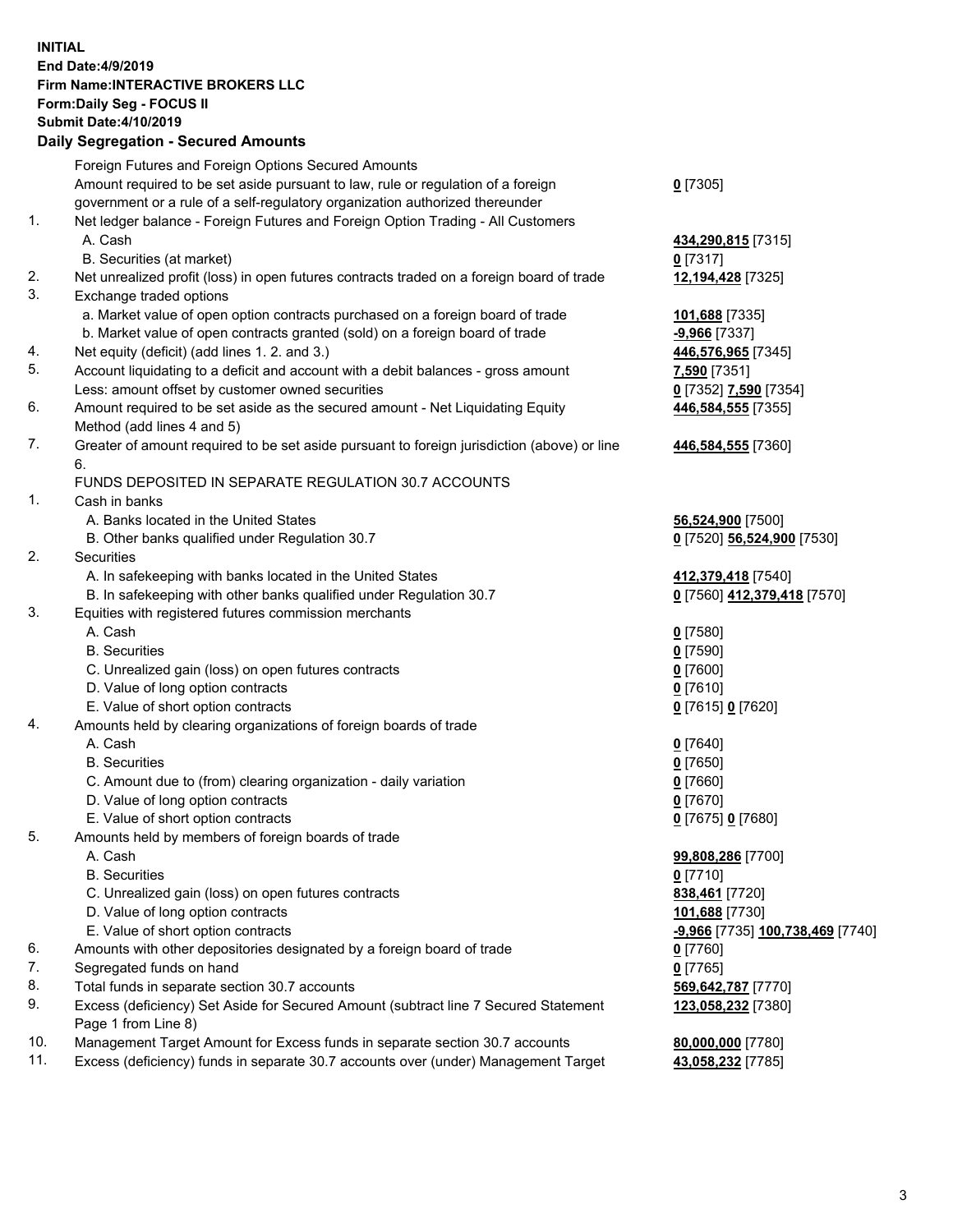**INITIAL**
**End Date:4/9/2019**
**Firm Name:INTERACTIVE BROKERS LLC**
**Form:Daily Seg - FOCUS II**
**Submit Date:4/10/2019**
**Daily Segregation - Secured Amounts**

| | | |
|---|---|---|
| | Foreign Futures and Foreign Options Secured Amounts | |
| | Amount required to be set aside pursuant to law, rule or regulation of a foreign government or a rule of a self-regulatory organization authorized thereunder | **0** [7305] |
| 1. | Net ledger balance - Foreign Futures and Foreign Option Trading - All Customers | |
| | A. Cash | **434,290,815** [7315] |
| | B. Securities (at market) | **0** [7317] |
| 2. | Net unrealized profit (loss) in open futures contracts traded on a foreign board of trade | **12,194,428** [7325] |
| 3. | Exchange traded options | |
| | a. Market value of open option contracts purchased on a foreign board of trade | **101,688** [7335] |
| | b. Market value of open contracts granted (sold) on a foreign board of trade | **-9,966** [7337] |
| 4. | Net equity (deficit) (add lines 1. 2. and 3.) | **446,576,965** [7345] |
| 5. | Account liquidating to a deficit and account with a debit balances - gross amount | **7,590** [7351] |
| | Less: amount offset by customer owned securities | **0** [7352] **7,590** [7354] |
| 6. | Amount required to be set aside as the secured amount - Net Liquidating Equity Method (add lines 4 and 5) | **446,584,555** [7355] |
| 7. | Greater of amount required to be set aside pursuant to foreign jurisdiction (above) or line 6. | **446,584,555** [7360] |
| | FUNDS DEPOSITED IN SEPARATE REGULATION 30.7 ACCOUNTS | |
| 1. | Cash in banks | |
| | A. Banks located in the United States | **56,524,900** [7500] |
| | B. Other banks qualified under Regulation 30.7 | **0** [7520] **56,524,900** [7530] |
| 2. | Securities | |
| | A. In safekeeping with banks located in the United States | **412,379,418** [7540] |
| | B. In safekeeping with other banks qualified under Regulation 30.7 | **0** [7560] **412,379,418** [7570] |
| 3. | Equities with registered futures commission merchants | |
| | A. Cash | **0** [7580] |
| | B. Securities | **0** [7590] |
| | C. Unrealized gain (loss) on open futures contracts | **0** [7600] |
| | D. Value of long option contracts | **0** [7610] |
| | E. Value of short option contracts | **0** [7615] **0** [7620] |
| 4. | Amounts held by clearing organizations of foreign boards of trade | |
| | A. Cash | **0** [7640] |
| | B. Securities | **0** [7650] |
| | C. Amount due to (from) clearing organization - daily variation | **0** [7660] |
| | D. Value of long option contracts | **0** [7670] |
| | E. Value of short option contracts | **0** [7675] **0** [7680] |
| 5. | Amounts held by members of foreign boards of trade | |
| | A. Cash | **99,808,286** [7700] |
| | B. Securities | **0** [7710] |
| | C. Unrealized gain (loss) on open futures contracts | **838,461** [7720] |
| | D. Value of long option contracts | **101,688** [7730] |
| | E. Value of short option contracts | **-9,966** [7735] **100,738,469** [7740] |
| 6. | Amounts with other depositories designated by a foreign board of trade | **0** [7760] |
| 7. | Segregated funds on hand | **0** [7765] |
| 8. | Total funds in separate section 30.7 accounts | **569,642,787** [7770] |
| 9. | Excess (deficiency) Set Aside for Secured Amount (subtract line 7 Secured Statement Page 1 from Line 8) | **123,058,232** [7380] |
| 10. | Management Target Amount for Excess funds in separate section 30.7 accounts | **80,000,000** [7780] |
| 11. | Excess (deficiency) funds in separate 30.7 accounts over (under) Management Target | **43,058,232** [7785] |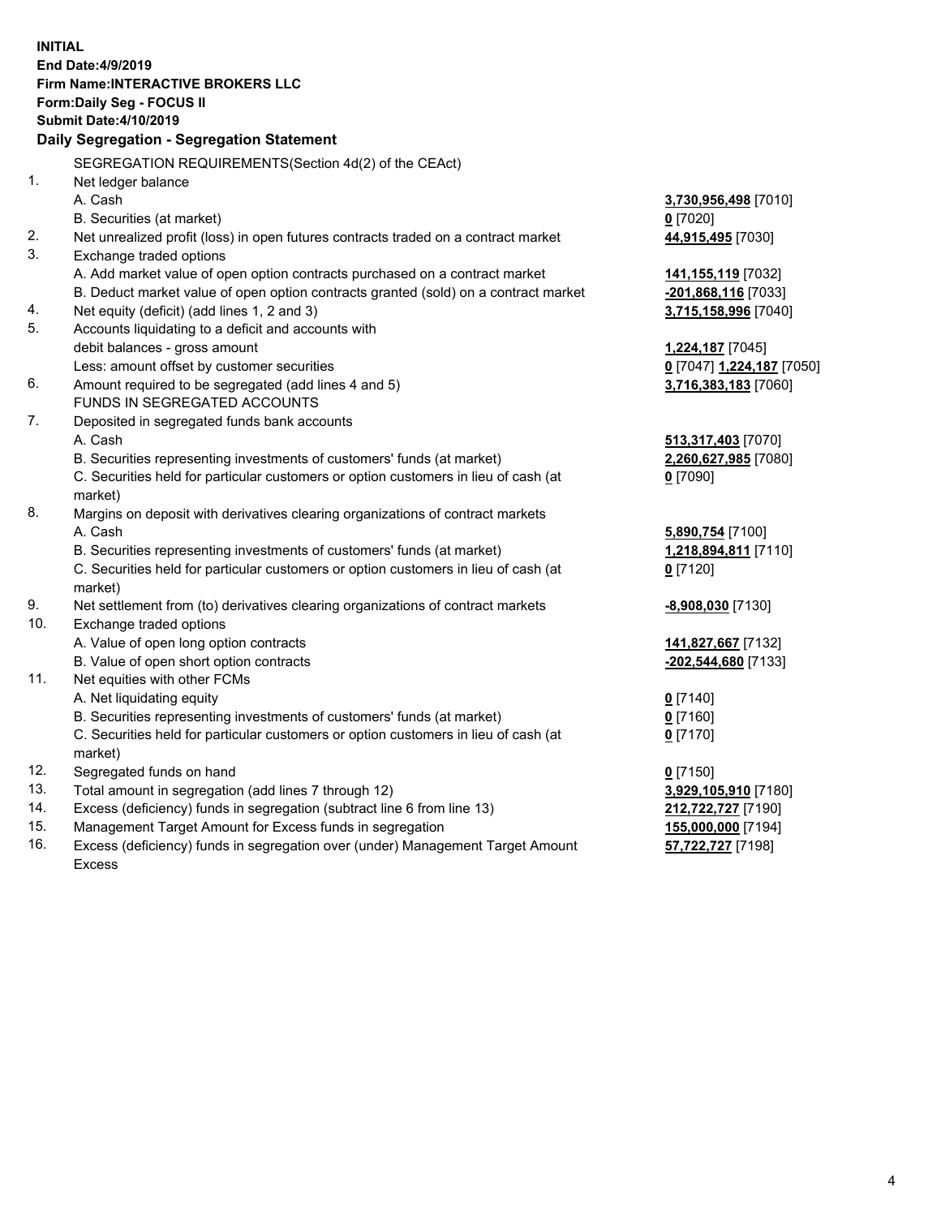**INITIAL**
**End Date:4/9/2019**
**Firm Name:INTERACTIVE BROKERS LLC**
**Form:Daily Seg - FOCUS II**
**Submit Date:4/10/2019**

## Daily Segregation - Segregation Statement

| | | |
|---|---|---|
| | SEGREGATION REQUIREMENTS(Section 4d(2) of the CEAct) | |
| 1. | Net ledger balance | |
| | A. Cash | **3,730,956,498** [7010] |
| | B. Securities (at market) | **0** [7020] |
| 2. | Net unrealized profit (loss) in open futures contracts traded on a contract market | **44,915,495** [7030] |
| 3. | Exchange traded options | |
| | A. Add market value of open option contracts purchased on a contract market | **141,155,119** [7032] |
| | B. Deduct market value of open option contracts granted (sold) on a contract market | **-201,868,116** [7033] |
| 4. | Net equity (deficit) (add lines 1, 2 and 3) | **3,715,158,996** [7040] |
| 5. | Accounts liquidating to a deficit and accounts with | |
| | debit balances - gross amount | **1,224,187** [7045] |
| | Less: amount offset by customer securities | **0** [7047] **1,224,187** [7050] |
| 6. | Amount required to be segregated (add lines 4 and 5) | **3,716,383,183** [7060] |
| | FUNDS IN SEGREGATED ACCOUNTS | |
| 7. | Deposited in segregated funds bank accounts | |
| | A. Cash | **513,317,403** [7070] |
| | B. Securities representing investments of customers' funds (at market) | **2,260,627,985** [7080] |
| | C. Securities held for particular customers or option customers in lieu of cash (at market) | **0** [7090] |
| 8. | Margins on deposit with derivatives clearing organizations of contract markets | |
| | A. Cash | **5,890,754** [7100] |
| | B. Securities representing investments of customers' funds (at market) | **1,218,894,811** [7110] |
| | C. Securities held for particular customers or option customers in lieu of cash (at market) | **0** [7120] |
| 9. | Net settlement from (to) derivatives clearing organizations of contract markets | **-8,908,030** [7130] |
| 10. | Exchange traded options | |
| | A. Value of open long option contracts | **141,827,667** [7132] |
| | B. Value of open short option contracts | **-202,544,680** [7133] |
| 11. | Net equities with other FCMs | |
| | A. Net liquidating equity | **0** [7140] |
| | B. Securities representing investments of customers' funds (at market) | **0** [7160] |
| | C. Securities held for particular customers or option customers in lieu of cash (at market) | **0** [7170] |
| 12. | Segregated funds on hand | **0** [7150] |
| 13. | Total amount in segregation (add lines 7 through 12) | **3,929,105,910** [7180] |
| 14. | Excess (deficiency) funds in segregation (subtract line 6 from line 13) | **212,722,727** [7190] |
| 15. | Management Target Amount for Excess funds in segregation | **155,000,000** [7194] |
| 16. | Excess (deficiency) funds in segregation over (under) Management Target Amount Excess | **57,722,727** [7198] |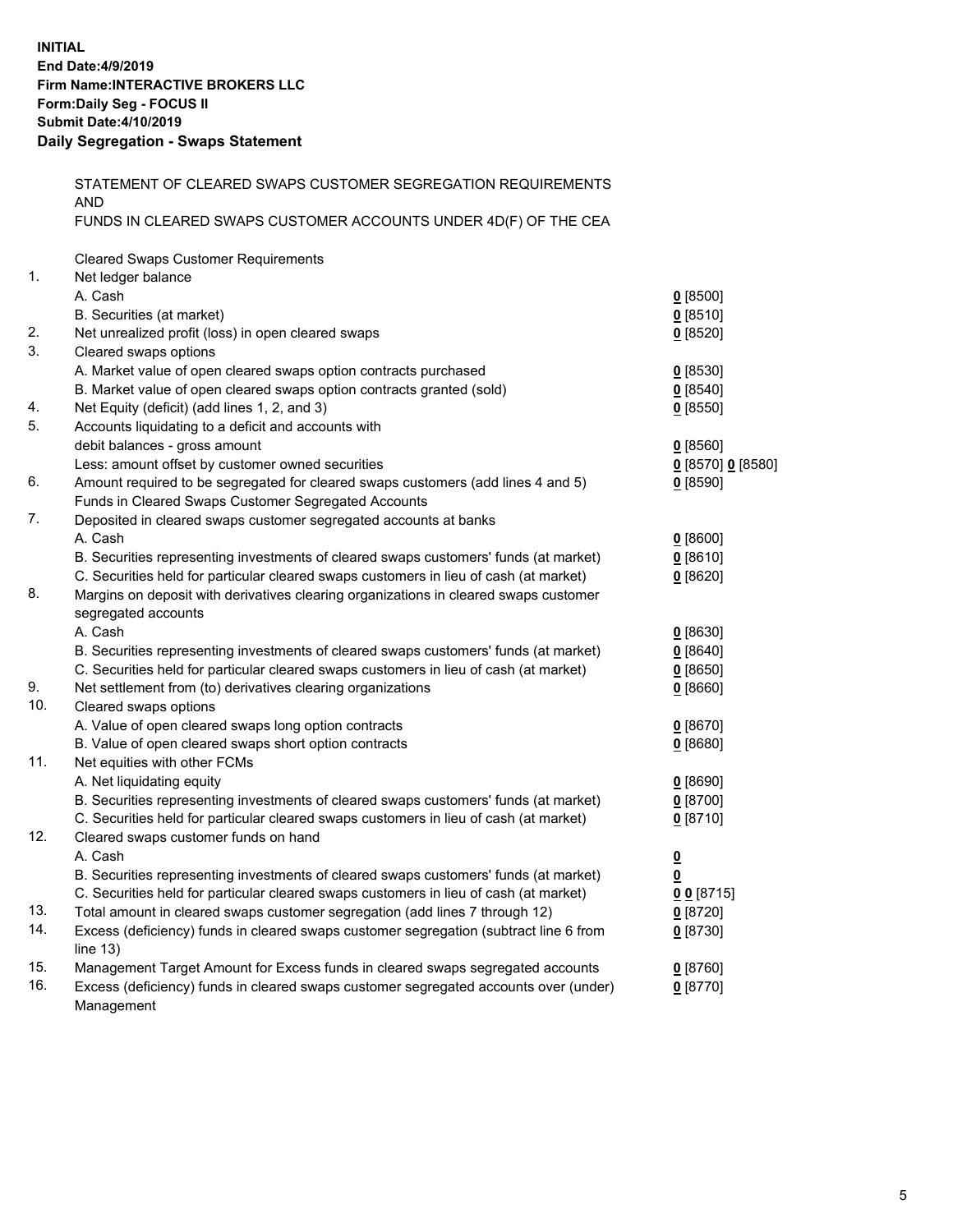**INITIAL**
**End Date:4/9/2019**
**Firm Name:INTERACTIVE BROKERS LLC**
**Form:Daily Seg - FOCUS II**
**Submit Date:4/10/2019**
**Daily Segregation - Swaps Statement**

STATEMENT OF CLEARED SWAPS CUSTOMER SEGREGATION REQUIREMENTS AND FUNDS IN CLEARED SWAPS CUSTOMER ACCOUNTS UNDER 4D(F) OF THE CEA

| | | |
|---|---|---|
| | Cleared Swaps Customer Requirements | |
| 1. | Net ledger balance | |
| | A. Cash | 0 [8500] |
| | B. Securities (at market) | 0 [8510] |
| 2. | Net unrealized profit (loss) in open cleared swaps | 0 [8520] |
| 3. | Cleared swaps options | |
| | A. Market value of open cleared swaps option contracts purchased | 0 [8530] |
| | B. Market value of open cleared swaps option contracts granted (sold) | 0 [8540] |
| 4. | Net Equity (deficit) (add lines 1, 2, and 3) | 0 [8550] |
| 5. | Accounts liquidating to a deficit and accounts with debit balances - gross amount | 0 [8560] |
| | Less: amount offset by customer owned securities | 0 [8570] 0 [8580] |
| 6. | Amount required to be segregated for cleared swaps customers (add lines 4 and 5) | 0 [8590] |
| | Funds in Cleared Swaps Customer Segregated Accounts | |
| 7. | Deposited in cleared swaps customer segregated accounts at banks | |
| | A. Cash | 0 [8600] |
| | B. Securities representing investments of cleared swaps customers' funds (at market) | 0 [8610] |
| | C. Securities held for particular cleared swaps customers in lieu of cash (at market) | 0 [8620] |
| 8. | Margins on deposit with derivatives clearing organizations in cleared swaps customer segregated accounts | |
| | A. Cash | 0 [8630] |
| | B. Securities representing investments of cleared swaps customers' funds (at market) | 0 [8640] |
| | C. Securities held for particular cleared swaps customers in lieu of cash (at market) | 0 [8650] |
| 9. | Net settlement from (to) derivatives clearing organizations | 0 [8660] |
| 10. | Cleared swaps options | |
| | A. Value of open cleared swaps long option contracts | 0 [8670] |
| | B. Value of open cleared swaps short option contracts | 0 [8680] |
| 11. | Net equities with other FCMs | |
| | A. Net liquidating equity | 0 [8690] |
| | B. Securities representing investments of cleared swaps customers' funds (at market) | 0 [8700] |
| | C. Securities held for particular cleared swaps customers in lieu of cash (at market) | 0 [8710] |
| 12. | Cleared swaps customer funds on hand | |
| | A. Cash | 0 |
| | B. Securities representing investments of cleared swaps customers' funds (at market) | 0 |
| | C. Securities held for particular cleared swaps customers in lieu of cash (at market) | 0 0 [8715] |
| 13. | Total amount in cleared swaps customer segregation (add lines 7 through 12) | 0 [8720] |
| 14. | Excess (deficiency) funds in cleared swaps customer segregation (subtract line 6 from line 13) | 0 [8730] |
| 15. | Management Target Amount for Excess funds in cleared swaps segregated accounts | 0 [8760] |
| 16. | Excess (deficiency) funds in cleared swaps customer segregated accounts over (under) Management | 0 [8770] |